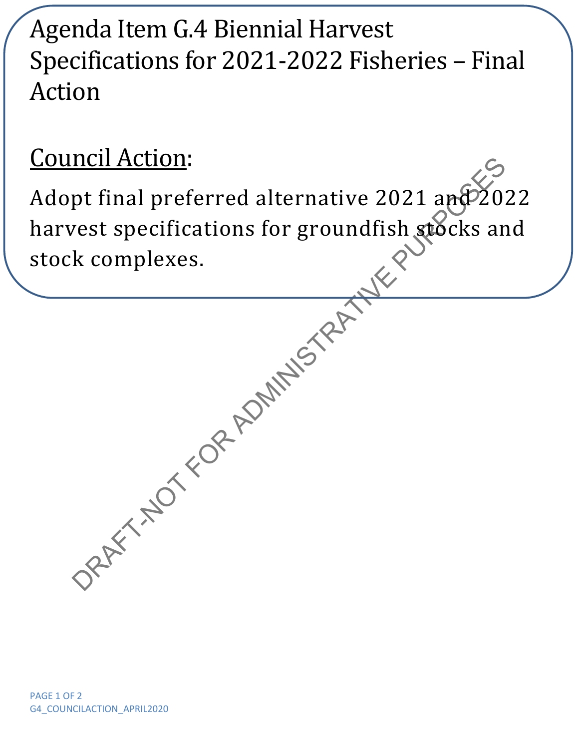# Agenda Item G.4 Biennial Harvest Specifications for 2021-2022 Fisheries – Final Action

Council Action:

Adopt final preferred alternative 2021 and 2022 harvest specifications for groundfish stocks and stock complexes.

DRAFT-NOT FOR ADMINISTRATIVE PURPOSES

G4_COUNCILACTION_APRIL2020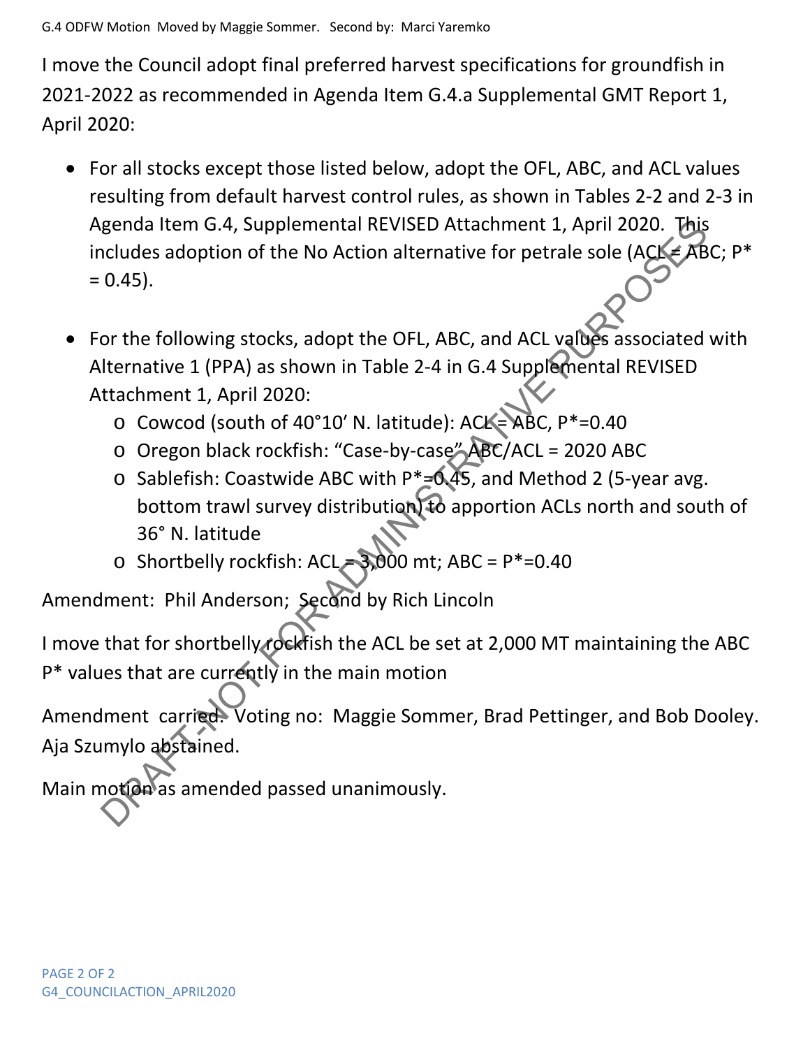G.4 ODFW Motion Moved by Maggie Sommer. Second by: Marci Yaremko

I move the Council adopt final preferred harvest specifications for groundfish in 2021-2022 as recommended in Agenda Item G.4.a Supplemental GMT Report 1, April 2020:

- For all stocks except those listed below, adopt the OFL, ABC, and ACL values resulting from default harvest control rules, as shown in Tables 2-2 and 2-3 in Agenda Item G.4, Supplemental REVISED Attachment 1, April 2020. This includes adoption of the No Action alternative for petrale sole (ACL = ABC; P* = 0.45).

- For the following stocks, adopt the OFL, ABC, and ACL values associated with Alternative 1 (PPA) as shown in Table 2-4 in G.4 Supplemental REVISED Attachment 1, April 2020:
  - Cowcod (south of 40°10′ N. latitude): ACL = ABC, P*=0.40
  - Oregon black rockfish: "Case-by-case" ABC/ACL = 2020 ABC
  - Sablefish: Coastwide ABC with P*=0.45, and Method 2 (5-year avg. bottom trawl survey distribution) to apportion ACLs north and south of 36° N. latitude
  - Shortbelly rockfish: ACL = 3,000 mt; ABC = P*=0.40

Amendment: Phil Anderson; Second by Rich Lincoln

I move that for shortbelly rockfish the ACL be set at 2,000 MT maintaining the ABC P* values that are currently in the main motion

Amendment carried. Voting no: Maggie Sommer, Brad Pettinger, and Bob Dooley. Aja Szumylo abstained.

Main motion as amended passed unanimously.